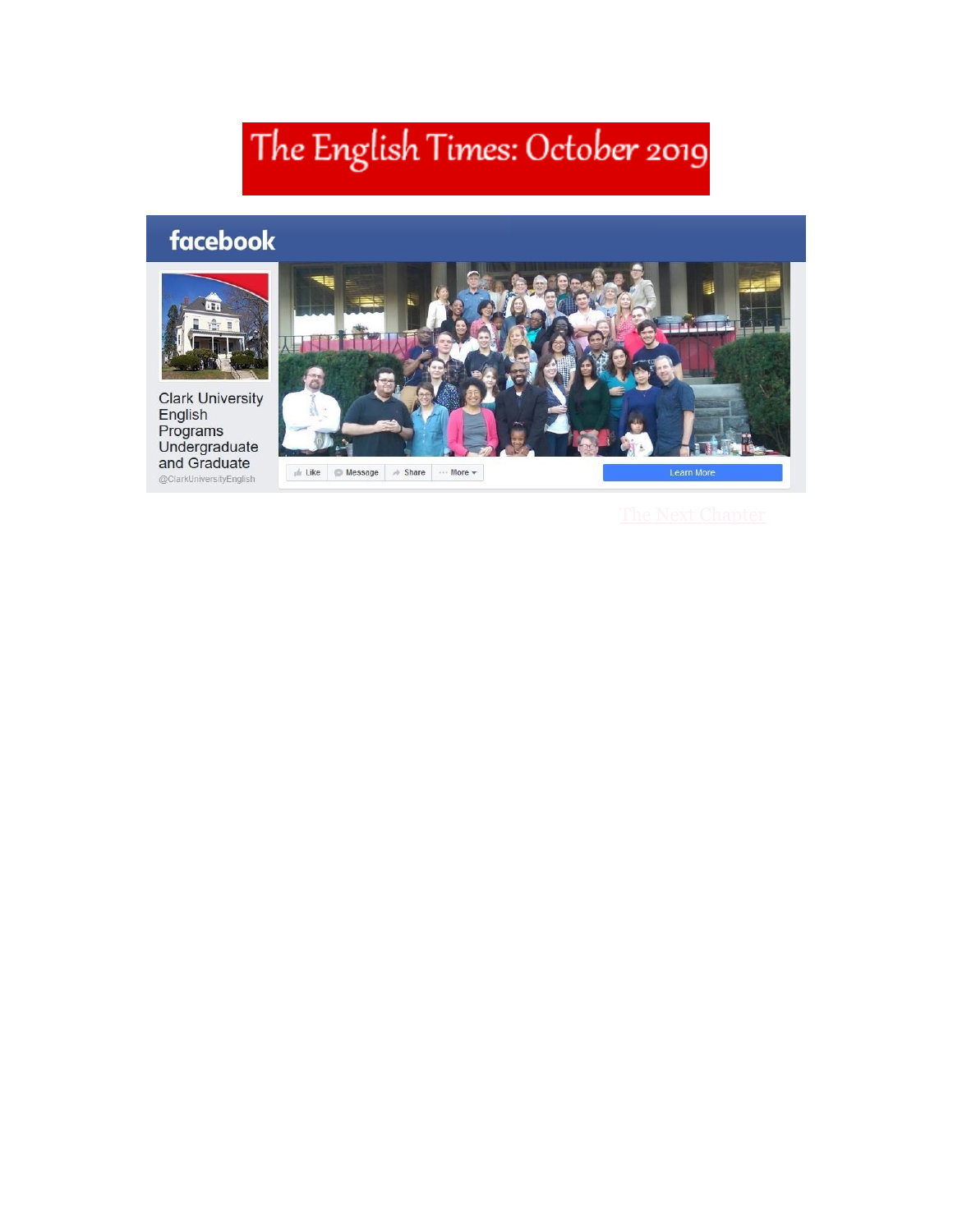# The English Times: October 2019

facebook

Clark University English Programs Undergraduate and Graduate
@ClarkUniversityEnglish

Like Message Share More

Learn More

The Next Chapter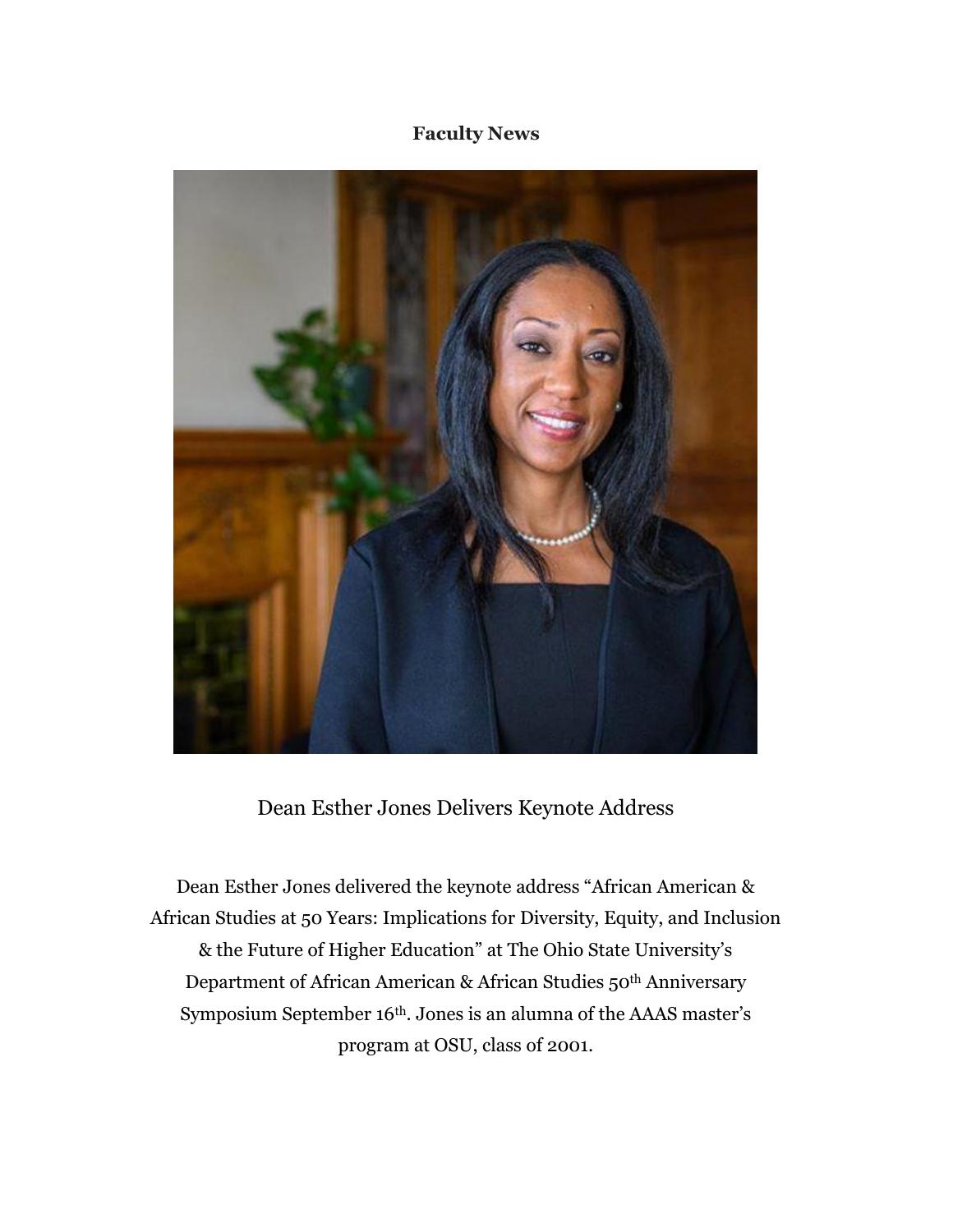**Faculty News**

Dean Esther Jones Delivers Keynote Address

Dean Esther Jones delivered the keynote address "African American & African Studies at 50 Years: Implications for Diversity, Equity, and Inclusion & the Future of Higher Education" at The Ohio State University's Department of African American & African Studies 50th Anniversary Symposium September 16th. Jones is an alumna of the AAAS master's program at OSU, class of 2001.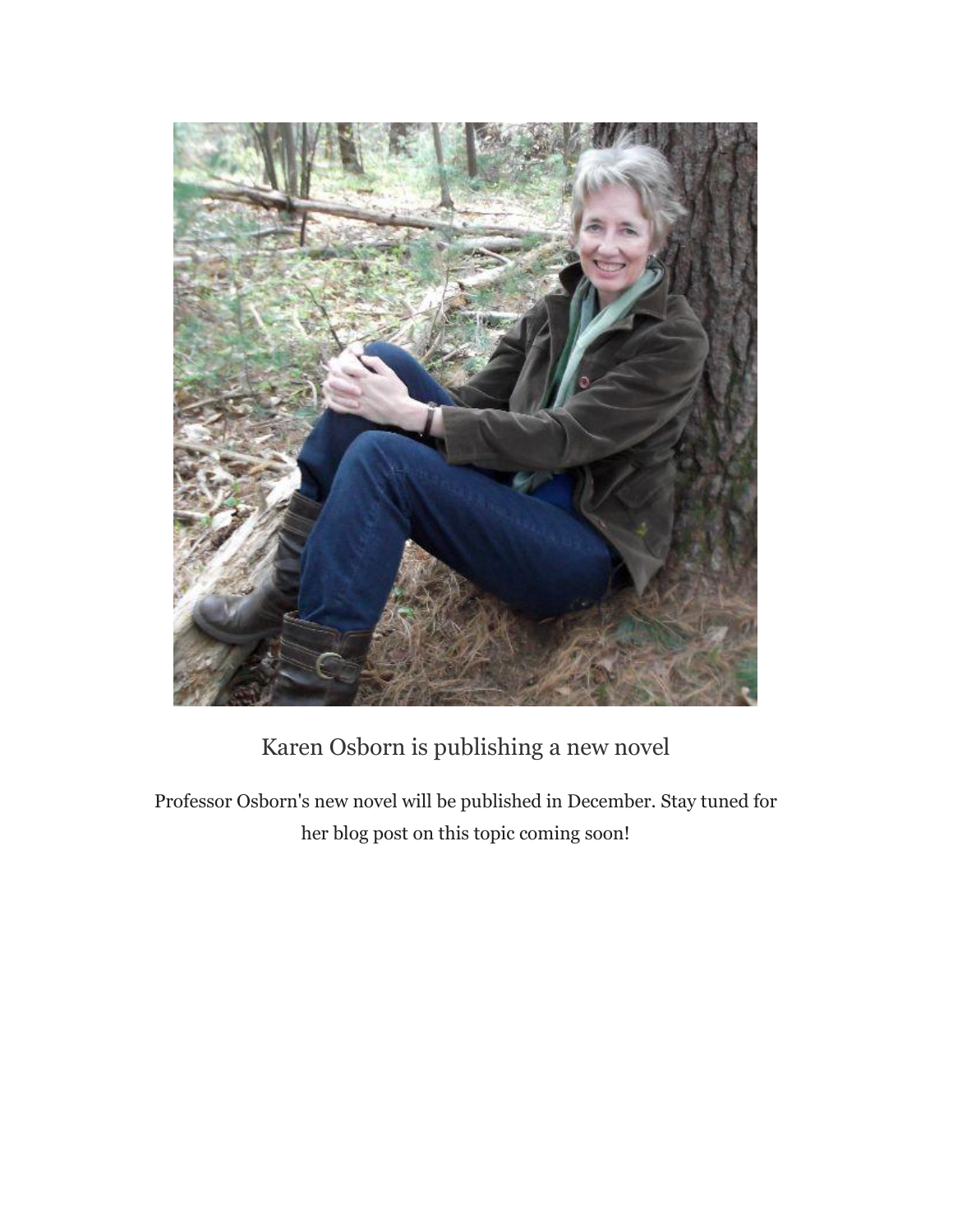## Karen Osborn is publishing a new novel

Professor Osborn's new novel will be published in December. Stay tuned for her blog post on this topic coming soon!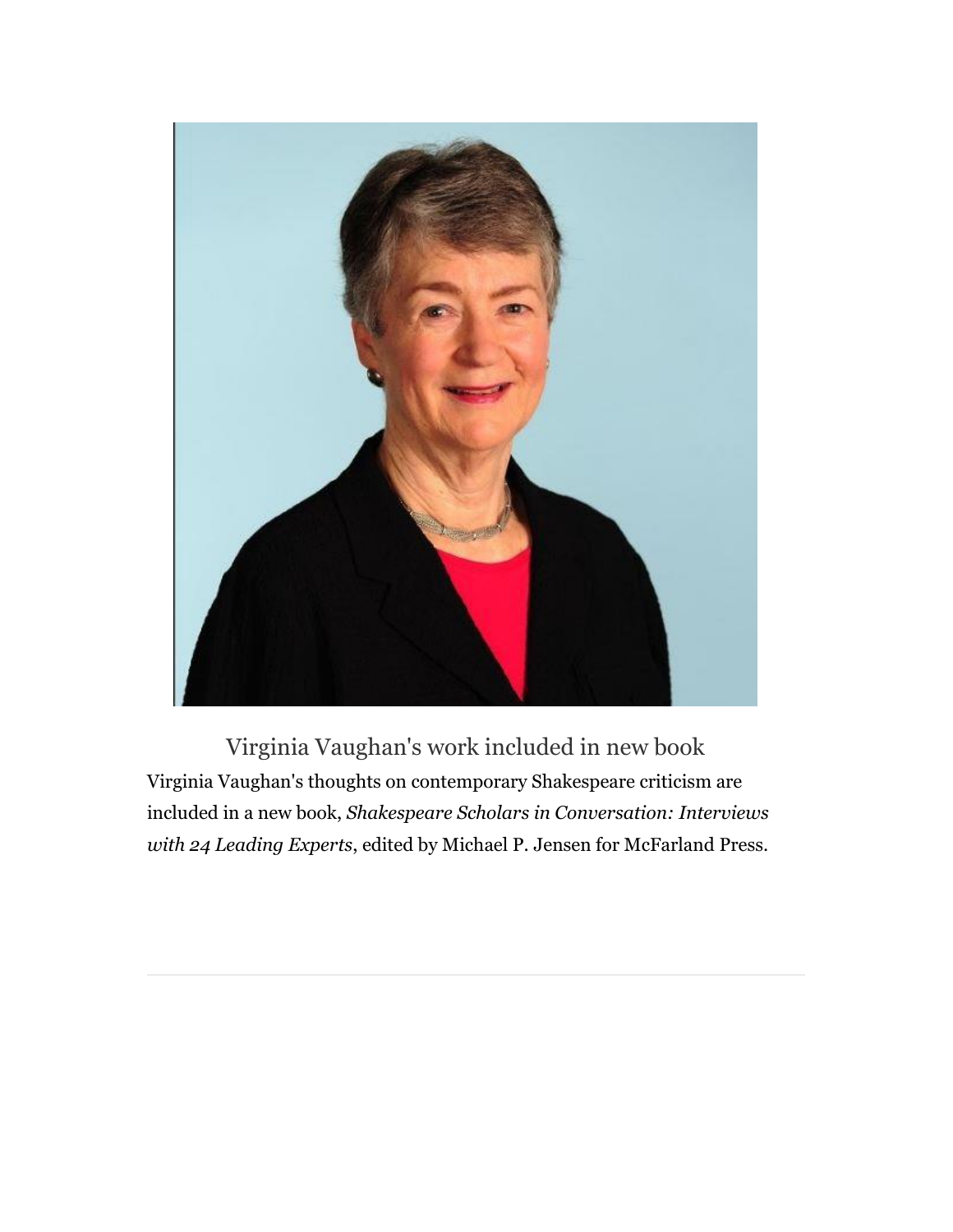## Virginia Vaughan's work included in new book

Virginia Vaughan's thoughts on contemporary Shakespeare criticism are included in a new book, *Shakespeare Scholars in Conversation: Interviews with 24 Leading Experts*, edited by Michael P. Jensen for McFarland Press.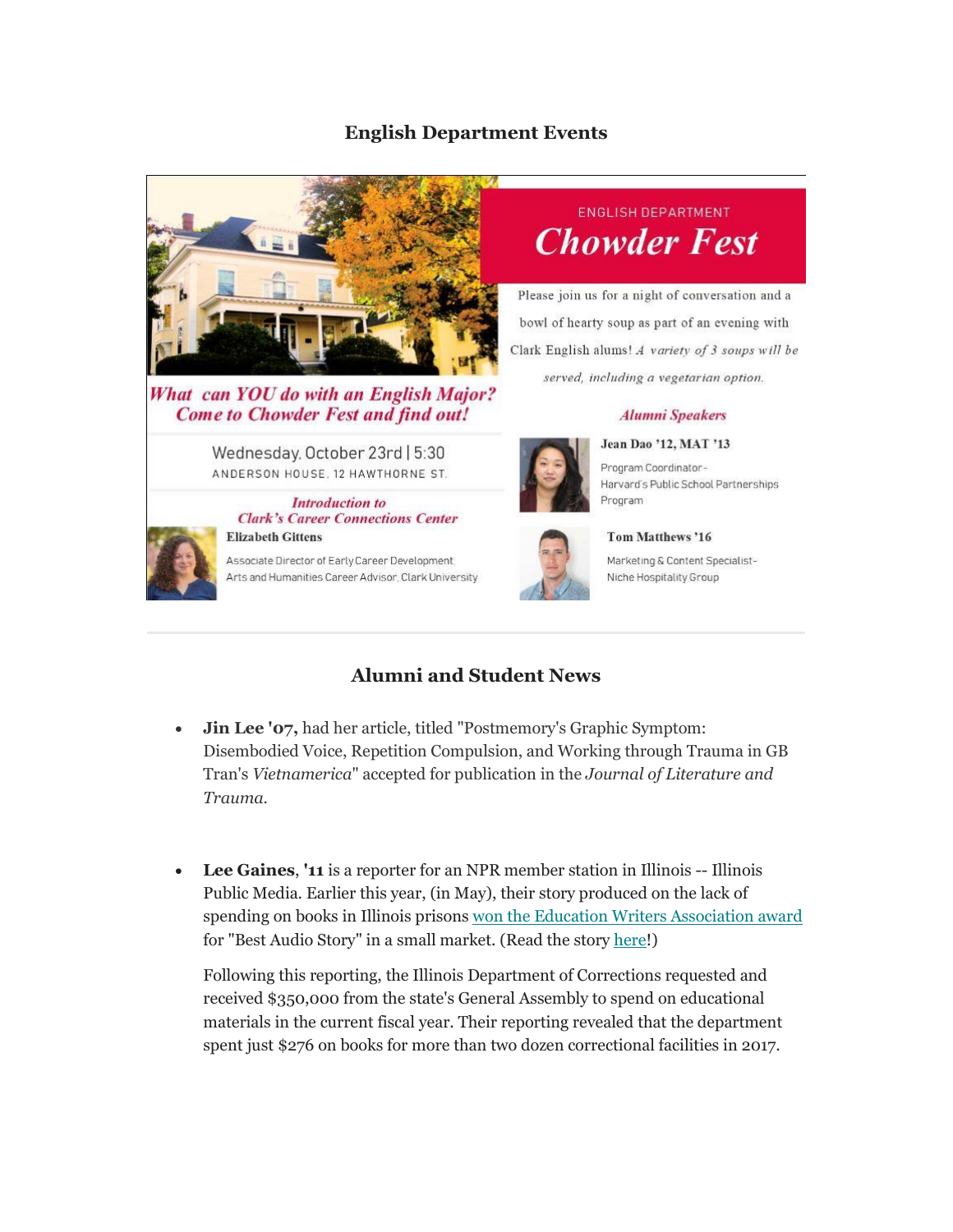## English Department Events

ENGLISH DEPARTMENT

# Chowder Fest

Please join us for a night of conversation and a bowl of hearty soup as part of an evening with Clark English alums! *A variety of 3 soups will be served, including a vegetarian option.*

***What can YOU do with an English Major? Come to Chowder Fest and find out!***

Wednesday, October 23rd | 5:30

ANDERSON HOUSE, 12 HAWTHORNE ST.

***Introduction to Clark's Career Connections Center***

**Elizabeth Gittens**

Associate Director of Early Career Development

Arts and Humanities Career Advisor, Clark University

***Alumni Speakers***

**Jean Dao '12, MAT '13**

Program Coordinator - Harvard's Public School Partnerships Program

**Tom Matthews '16**

Marketing & Content Specialist - Niche Hospitality Group

---

## Alumni and Student News

- **Jin Lee '07,** had her article, titled "Postmemory's Graphic Symptom: Disembodied Voice, Repetition Compulsion, and Working through Trauma in GB Tran's *Vietnamerica*" accepted for publication in the *Journal of Literature and Trauma.*

- **Lee Gaines**, **'11** is a reporter for an NPR member station in Illinois -- Illinois Public Media. Earlier this year, (in May), their story produced on the lack of spending on books in Illinois prisons won the Education Writers Association award for "Best Audio Story" in a small market. (Read the story here!)

  Following this reporting, the Illinois Department of Corrections requested and received $350,000 from the state's General Assembly to spend on educational materials in the current fiscal year. Their reporting revealed that the department spent just $276 on books for more than two dozen correctional facilities in 2017.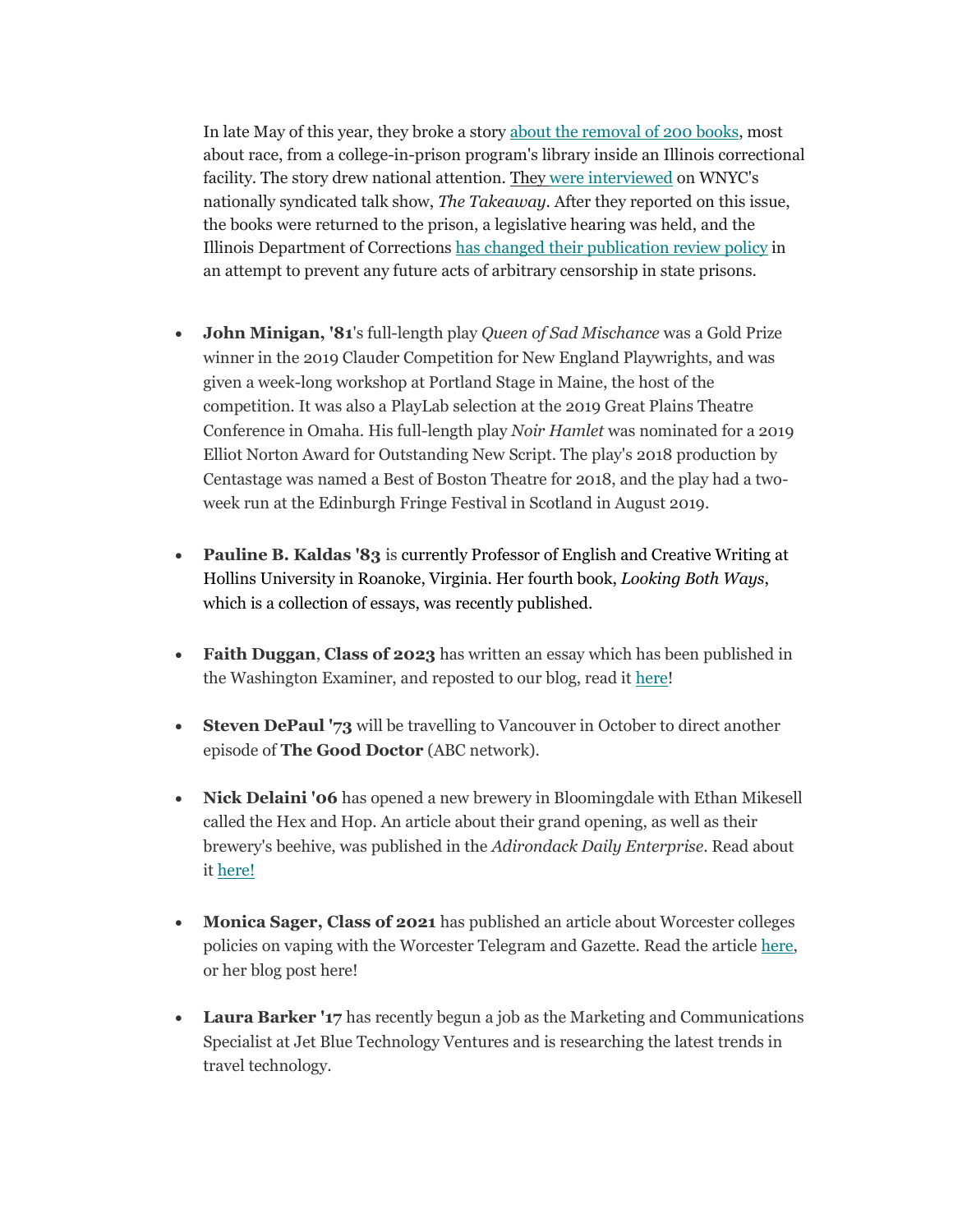In late May of this year, they broke a story about the removal of 200 books, most about race, from a college-in-prison program's library inside an Illinois correctional facility. The story drew national attention. They were interviewed on WNYC's nationally syndicated talk show, *The Takeaway*. After they reported on this issue, the books were returned to the prison, a legislative hearing was held, and the Illinois Department of Corrections has changed their publication review policy in an attempt to prevent any future acts of arbitrary censorship in state prisons.

- **John Minigan, '81**'s full-length play *Queen of Sad Mischance* was a Gold Prize winner in the 2019 Clauder Competition for New England Playwrights, and was given a week-long workshop at Portland Stage in Maine, the host of the competition. It was also a PlayLab selection at the 2019 Great Plains Theatre Conference in Omaha. His full-length play *Noir Hamlet* was nominated for a 2019 Elliot Norton Award for Outstanding New Script. The play's 2018 production by Centastage was named a Best of Boston Theatre for 2018, and the play had a two-week run at the Edinburgh Fringe Festival in Scotland in August 2019.

- **Pauline B. Kaldas '83** is currently Professor of English and Creative Writing at Hollins University in Roanoke, Virginia. Her fourth book, *Looking Both Ways*, which is a collection of essays, was recently published.

- **Faith Duggan**, **Class of 2023** has written an essay which has been published in the Washington Examiner, and reposted to our blog, read it here!

- **Steven DePaul '73** will be travelling to Vancouver in October to direct another episode of **The Good Doctor** (ABC network).

- **Nick Delaini '06** has opened a new brewery in Bloomingdale with Ethan Mikesell called the Hex and Hop. An article about their grand opening, as well as their brewery's beehive, was published in the *Adirondack Daily Enterprise*. Read about it here!

- **Monica Sager, Class of 2021** has published an article about Worcester colleges policies on vaping with the Worcester Telegram and Gazette. Read the article here, or her blog post here!

- **Laura Barker '17** has recently begun a job as the Marketing and Communications Specialist at Jet Blue Technology Ventures and is researching the latest trends in travel technology.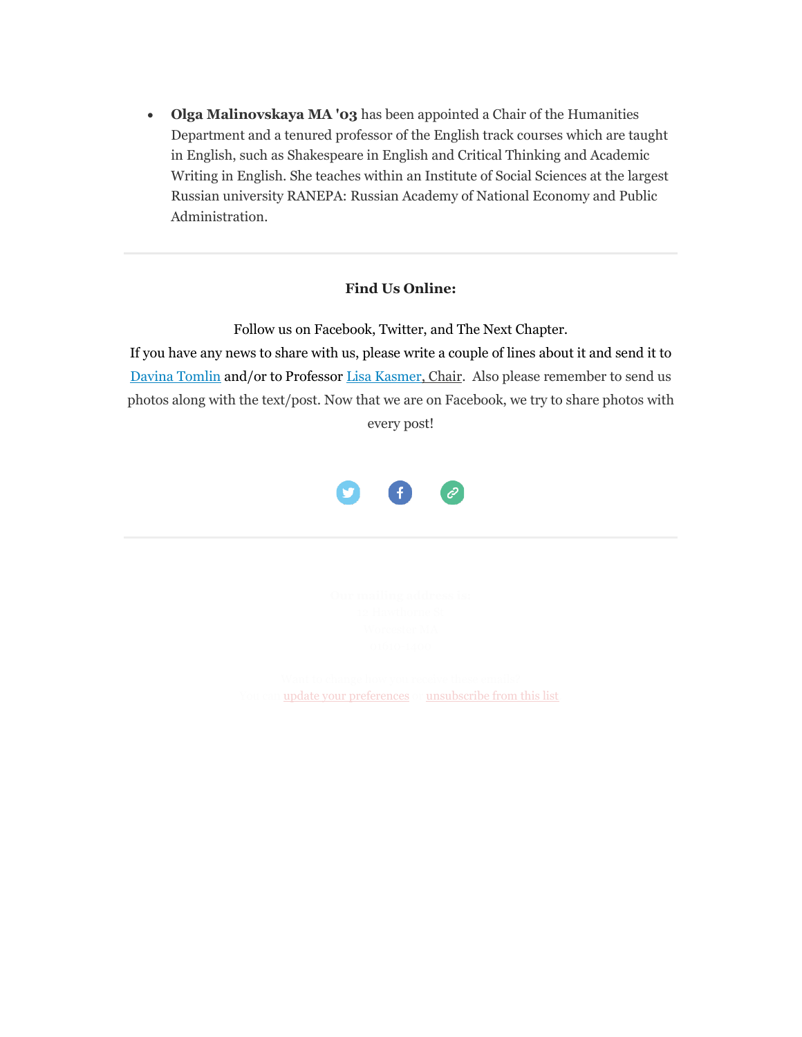- **Olga Malinovskaya MA '03** has been appointed a Chair of the Humanities Department and a tenured professor of the English track courses which are taught in English, such as Shakespeare in English and Critical Thinking and Academic Writing in English. She teaches within an Institute of Social Sciences at the largest Russian university RANEPA: Russian Academy of National Economy and Public Administration.

---

**Find Us Online:**

Follow us on Facebook, Twitter, and The Next Chapter.
If you have any news to share with us, please write a couple of lines about it and send it to Davina Tomlin and/or to Professor Lisa Kasmer, Chair. Also please remember to send us photos along with the text/post. Now that we are on Facebook, we try to share photos with every post!

---

Our mailing address is:

Worcester, MA

Want to change how you receive these emails?
You can update your preferences or unsubscribe from this list